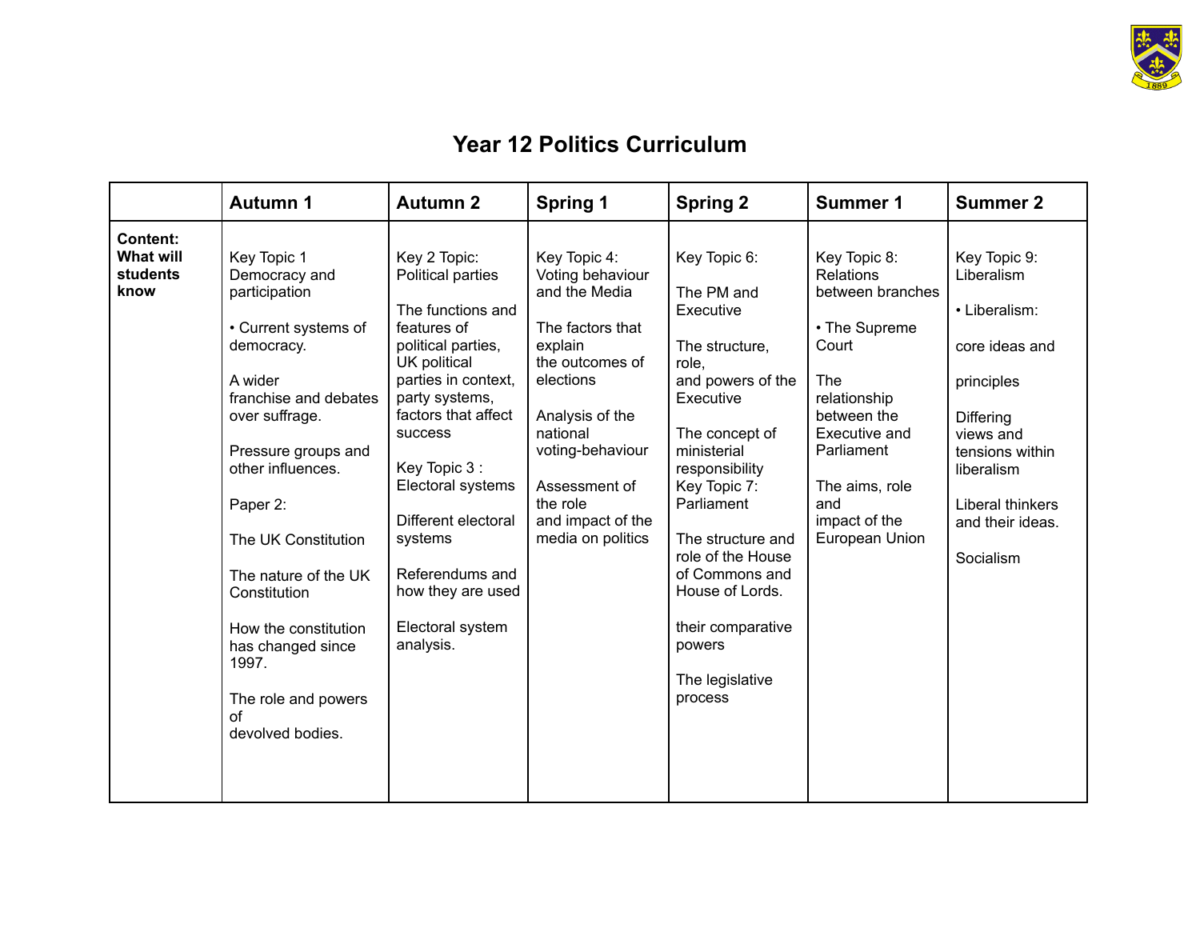# Year 12 Politics Curriculum

| | Autumn 1 | Autumn 2 | Spring 1 | Spring 2 | Summer 1 | Summer 2 |
|---|---|---|---|---|---|---|
| **Content: What will students know** | Key Topic 1 Democracy and participation<br><br>• Current systems of democracy.<br><br>A wider franchise and debates over suffrage.<br><br>Pressure groups and other influences.<br><br>Paper 2:<br><br>The UK Constitution<br><br>The nature of the UK Constitution<br><br>How the constitution has changed since 1997.<br><br>The role and powers of devolved bodies. | Key 2 Topic: Political parties<br><br>The functions and features of political parties, UK political parties in context, party systems, factors that affect success<br><br>Key Topic 3 : Electoral systems<br><br>Different electoral systems<br><br>Referendums and how they are used<br><br>Electoral system analysis. | Key Topic 4: Voting behaviour and the Media<br><br>The factors that explain the outcomes of elections<br><br>Analysis of the national voting-behaviour<br><br>Assessment of the role and impact of the media on politics | Key Topic 6:<br><br>The PM and Executive<br><br>The structure, role, and powers of the Executive<br><br>The concept of ministerial responsibility<br>Key Topic 7: Parliament<br><br>The structure and role of the House of Commons and House of Lords.<br><br>their comparative powers<br><br>The legislative process | Key Topic 8: Relations between branches<br><br>• The Supreme Court<br><br>The relationship between the Executive and Parliament<br><br>The aims, role and impact of the European Union | Key Topic 9: Liberalism<br><br>• Liberalism:<br><br>core ideas and<br><br>principles<br><br>Differing views and tensions within liberalism<br><br>Liberal thinkers and their ideas.<br><br>Socialism |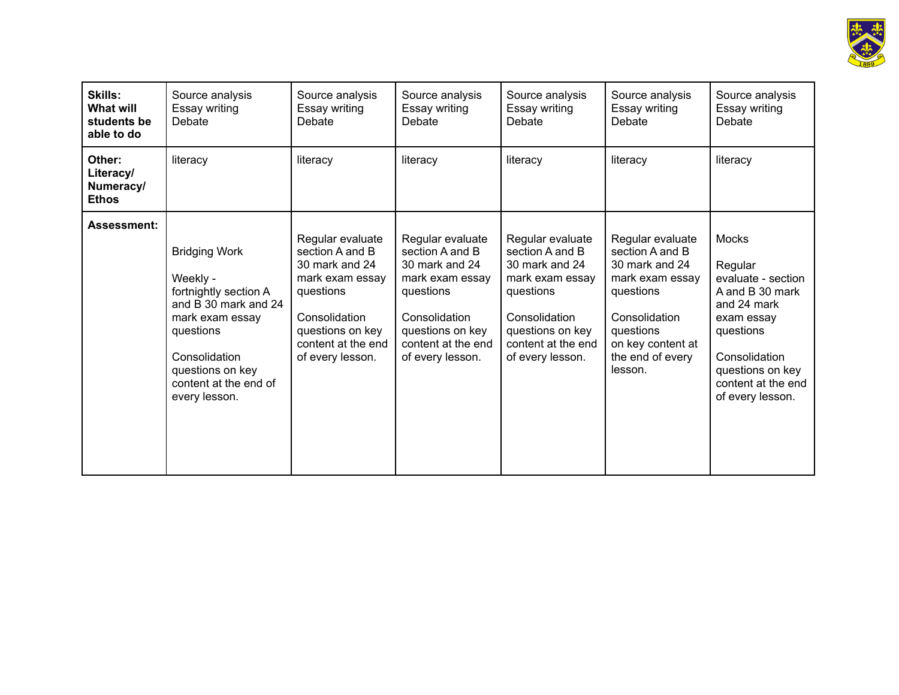| | | | | | | |
|---|---|---|---|---|---|---|
| **Skills: What will students be able to do** | Source analysis<br>Essay writing<br>Debate | Source analysis<br>Essay writing<br>Debate | Source analysis<br>Essay writing<br>Debate | Source analysis<br>Essay writing<br>Debate | Source analysis<br>Essay writing<br>Debate | Source analysis<br>Essay writing<br>Debate |
| **Other: Literacy/ Numeracy/ Ethos** | literacy | literacy | literacy | literacy | literacy | literacy |
| **Assessment:** | Bridging Work<br><br>Weekly - fortnightly section A and B 30 mark and 24 mark exam essay questions<br><br>Consolidation questions on key content at the end of every lesson. | Regular evaluate section A and B 30 mark and 24 mark exam essay questions<br><br>Consolidation questions on key content at the end of every lesson. | Regular evaluate section A and B 30 mark and 24 mark exam essay questions<br><br>Consolidation questions on key content at the end of every lesson. | Regular evaluate section A and B 30 mark and 24 mark exam essay questions<br><br>Consolidation questions on key content at the end of every lesson. | Regular evaluate section A and B 30 mark and 24 mark exam essay questions<br><br>Consolidation questions on key content at the end of every lesson. | Mocks<br><br>Regular evaluate - section A and B 30 mark and 24 mark exam essay questions<br><br>Consolidation questions on key content at the end of every lesson. |